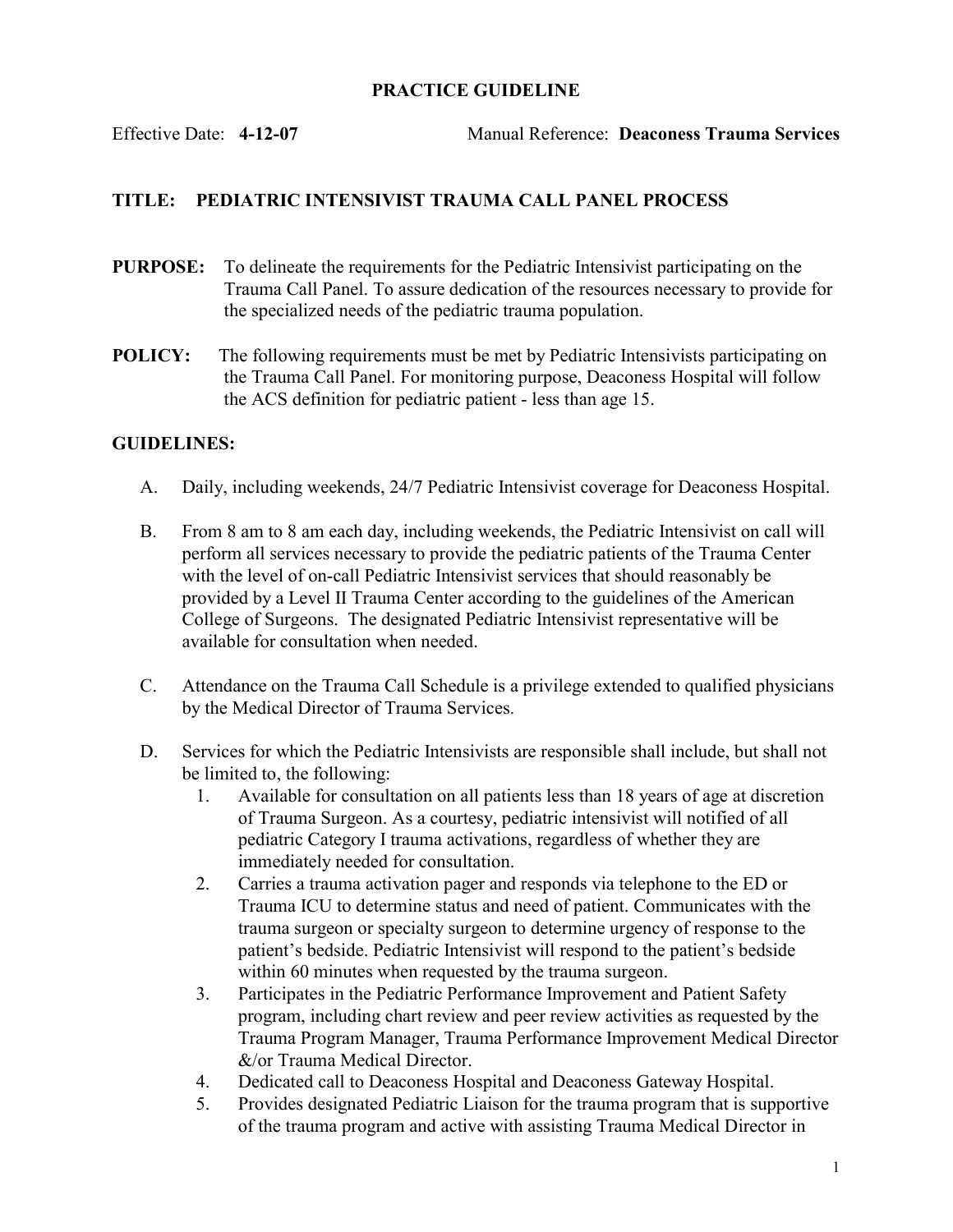# PRACTICE GUIDELINE

Effective Date: **4-12-07** Manual Reference: **Deaconess Trauma Services**

## TITLE: PEDIATRIC INTENSIVIST TRAUMA CALL PANEL PROCESS

**PURPOSE:** To delineate the requirements for the Pediatric Intensivist participating on the Trauma Call Panel. To assure dedication of the resources necessary to provide for the specialized needs of the pediatric trauma population.

**POLICY:** The following requirements must be met by Pediatric Intensivists participating on the Trauma Call Panel. For monitoring purpose, Deaconess Hospital will follow the ACS definition for pediatric patient - less than age 15.

**GUIDELINES:**

A. Daily, including weekends, 24/7 Pediatric Intensivist coverage for Deaconess Hospital.

B. From 8 am to 8 am each day, including weekends, the Pediatric Intensivist on call will perform all services necessary to provide the pediatric patients of the Trauma Center with the level of on-call Pediatric Intensivist services that should reasonably be provided by a Level II Trauma Center according to the guidelines of the American College of Surgeons. The designated Pediatric Intensivist representative will be available for consultation when needed.

C. Attendance on the Trauma Call Schedule is a privilege extended to qualified physicians by the Medical Director of Trauma Services.

D. Services for which the Pediatric Intensivists are responsible shall include, but shall not be limited to, the following:

1. Available for consultation on all patients less than 18 years of age at discretion of Trauma Surgeon. As a courtesy, pediatric intensivist will notified of all pediatric Category I trauma activations, regardless of whether they are immediately needed for consultation.
2. Carries a trauma activation pager and responds via telephone to the ED or Trauma ICU to determine status and need of patient. Communicates with the trauma surgeon or specialty surgeon to determine urgency of response to the patient's bedside. Pediatric Intensivist will respond to the patient's bedside within 60 minutes when requested by the trauma surgeon.
3. Participates in the Pediatric Performance Improvement and Patient Safety program, including chart review and peer review activities as requested by the Trauma Program Manager, Trauma Performance Improvement Medical Director &/or Trauma Medical Director.
4. Dedicated call to Deaconess Hospital and Deaconess Gateway Hospital.
5. Provides designated Pediatric Liaison for the trauma program that is supportive of the trauma program and active with assisting Trauma Medical Director in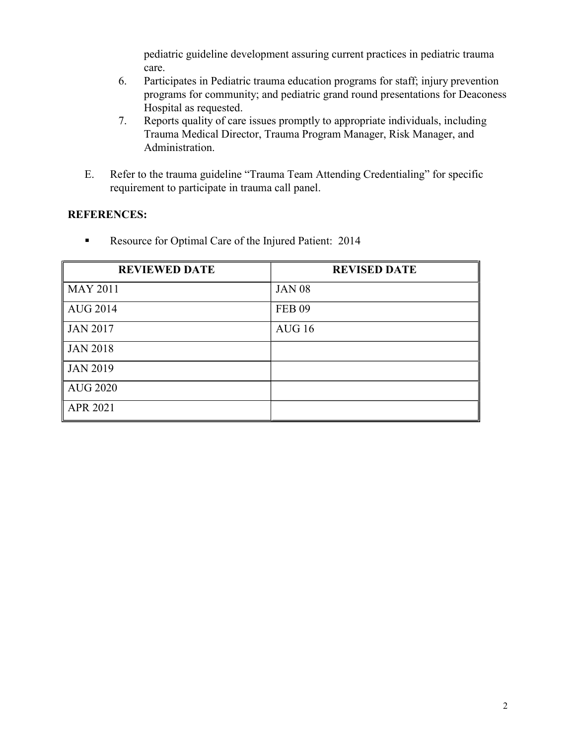pediatric guideline development assuring current practices in pediatric trauma care.

6. Participates in Pediatric trauma education programs for staff; injury prevention programs for community; and pediatric grand round presentations for Deaconess Hospital as requested.
7. Reports quality of care issues promptly to appropriate individuals, including Trauma Medical Director, Trauma Program Manager, Risk Manager, and Administration.

E. Refer to the trauma guideline "Trauma Team Attending Credentialing" for specific requirement to participate in trauma call panel.

**REFERENCES:**

- Resource for Optimal Care of the Injured Patient: 2014

| REVIEWED DATE | REVISED DATE |
|---|---|
| MAY 2011 | JAN 08 |
| AUG 2014 | FEB 09 |
| JAN 2017 | AUG 16 |
| JAN 2018 | |
| JAN 2019 | |
| AUG 2020 | |
| APR 2021 | |